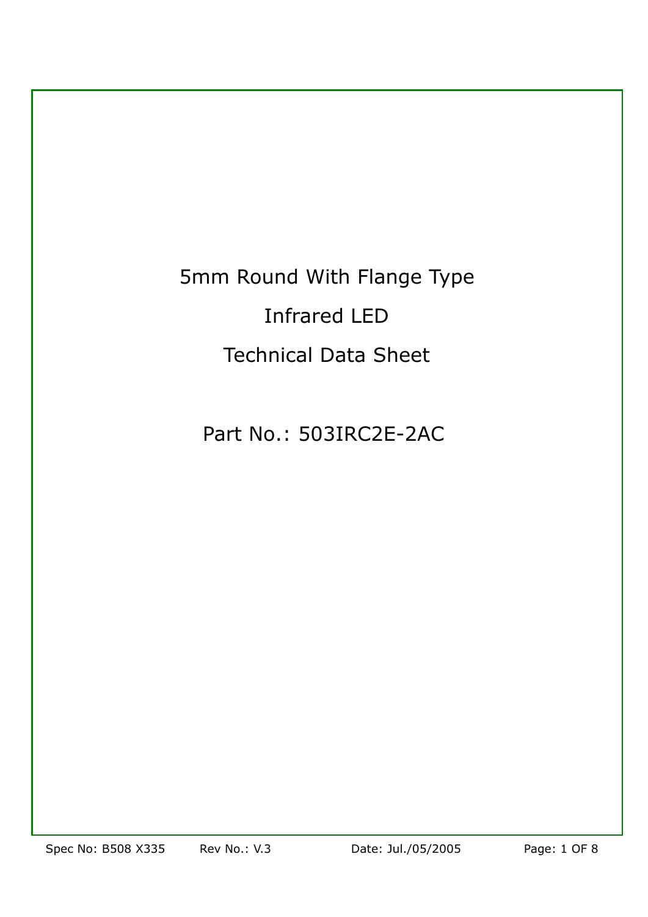# 5mm Round With Flange Type

# Infrared LED

# Technical Data Sheet

## Part No.: 503IRC2E-2AC

Spec No: B508 X335 Rev No.: V.3 Date: Jul./05/2005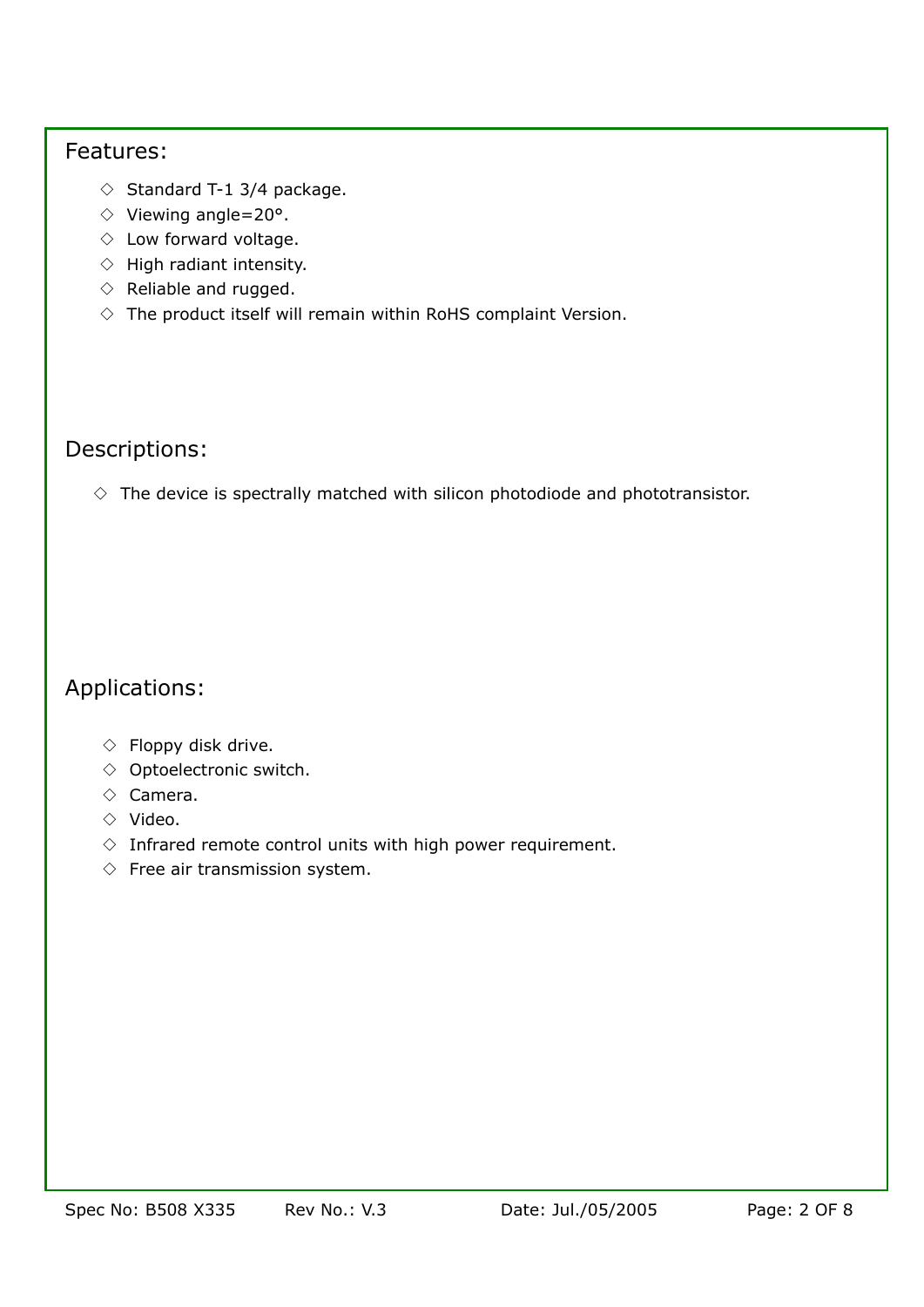## Features:

- Standard T-1 3/4 package.
- Viewing angle=20°.
- Low forward voltage.
- High radiant intensity.
- Reliable and rugged.
- The product itself will remain within RoHS complaint Version.

## Descriptions:

- The device is spectrally matched with silicon photodiode and phototransistor.

## Applications:

- Floppy disk drive.
- Optoelectronic switch.
- Camera.
- Video.
- Infrared remote control units with high power requirement.
- Free air transmission system.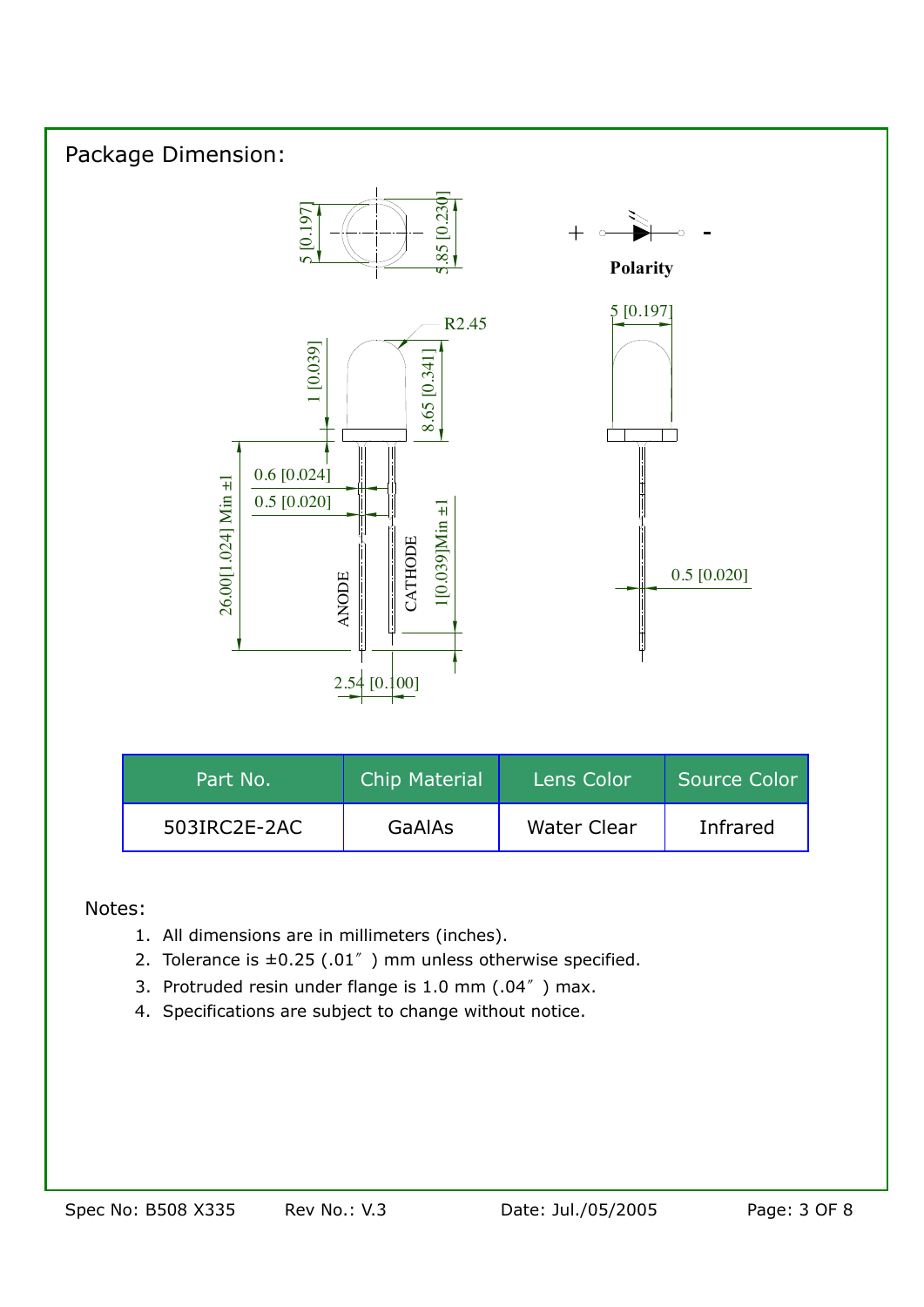## Package Dimension:

| Part No. | Chip Material | Lens Color | Source Color |
|---|---|---|---|
| 503IRC2E-2AC | GaAlAs | Water Clear | Infrared |

Notes:

1. All dimensions are in millimeters (inches).
2. Tolerance is ±0.25 (.01″ ) mm unless otherwise specified.
3. Protruded resin under flange is 1.0 mm (.04″ ) max.
4. Specifications are subject to change without notice.

Spec No: B508 X335 Rev No.: V.3 Date: Jul./05/2005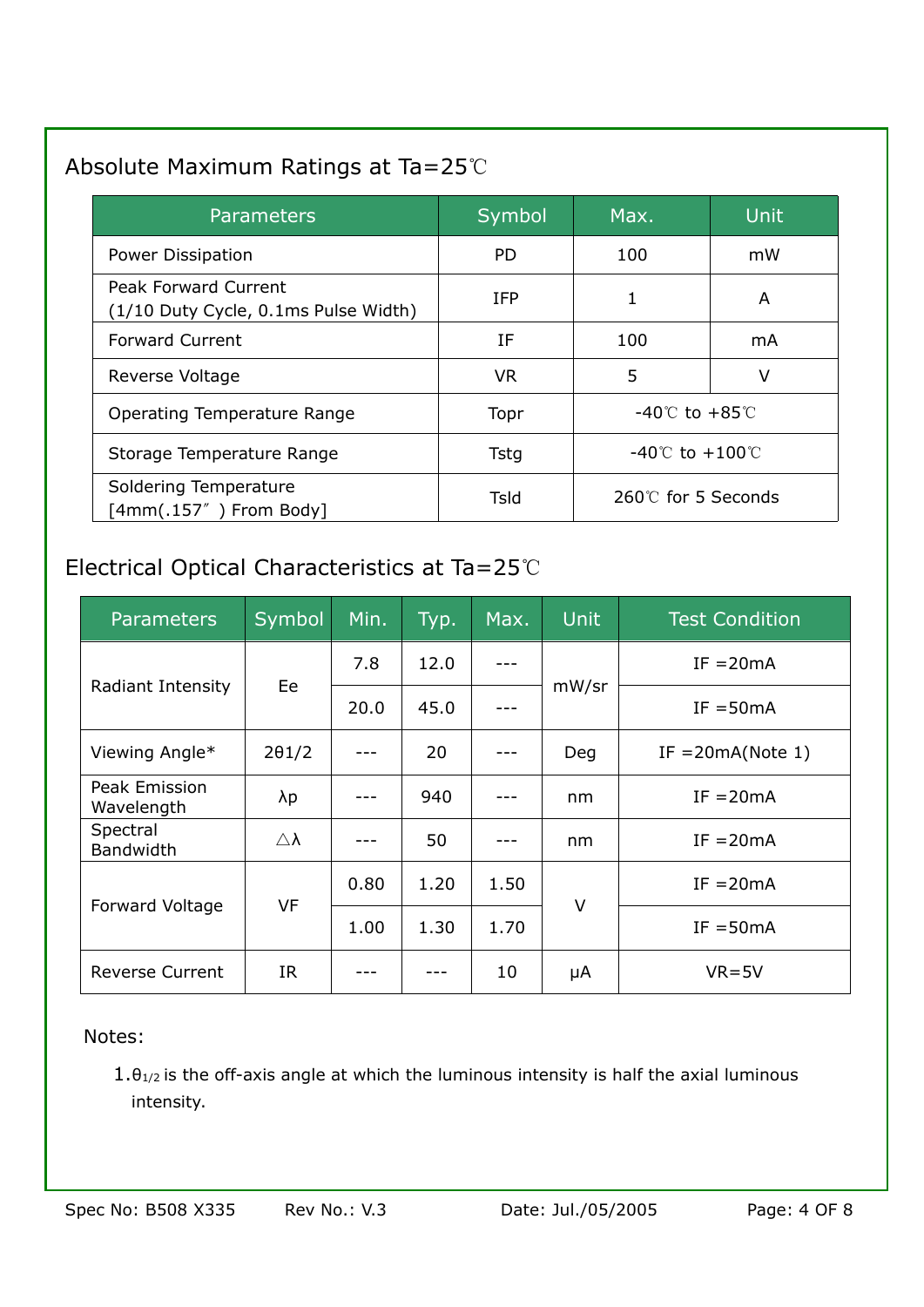## Absolute Maximum Ratings at Ta=25℃

| Parameters | Symbol | Max. | Unit |
|---|---|---|---|
| Power Dissipation | PD | 100 | mW |
| Peak Forward Current (1/10 Duty Cycle, 0.1ms Pulse Width) | IFP | 1 | A |
| Forward Current | IF | 100 | mA |
| Reverse Voltage | VR | 5 | V |
| Operating Temperature Range | Topr | -40℃ to +85℃ | |
| Storage Temperature Range | Tstg | -40℃ to +100℃ | |
| Soldering Temperature [4mm(.157″) From Body] | Tsld | 260℃ for 5 Seconds | |

## Electrical Optical Characteristics at Ta=25℃

| Parameters | Symbol | Min. | Typ. | Max. | Unit | Test Condition |
|---|---|---|---|---|---|---|
| Radiant Intensity | Ee | 7.8 | 12.0 | --- | mW/sr | IF =20mA |
| | | 20.0 | 45.0 | --- | | IF =50mA |
| Viewing Angle* | 2θ1/2 | --- | 20 | --- | Deg | IF =20mA(Note 1) |
| Peak Emission Wavelength | λp | --- | 940 | --- | nm | IF =20mA |
| Spectral Bandwidth | △λ | --- | 50 | --- | nm | IF =20mA |
| Forward Voltage | VF | 0.80 | 1.20 | 1.50 | V | IF =20mA |
| | | 1.00 | 1.30 | 1.70 | | IF =50mA |
| Reverse Current | IR | --- | --- | 10 | μA | VR=5V |

Notes:

1. $\theta_{1/2}$ is the off-axis angle at which the luminous intensity is half the axial luminous intensity.

Spec No: B508 X335 Rev No.: V.3 Date: Jul./05/2005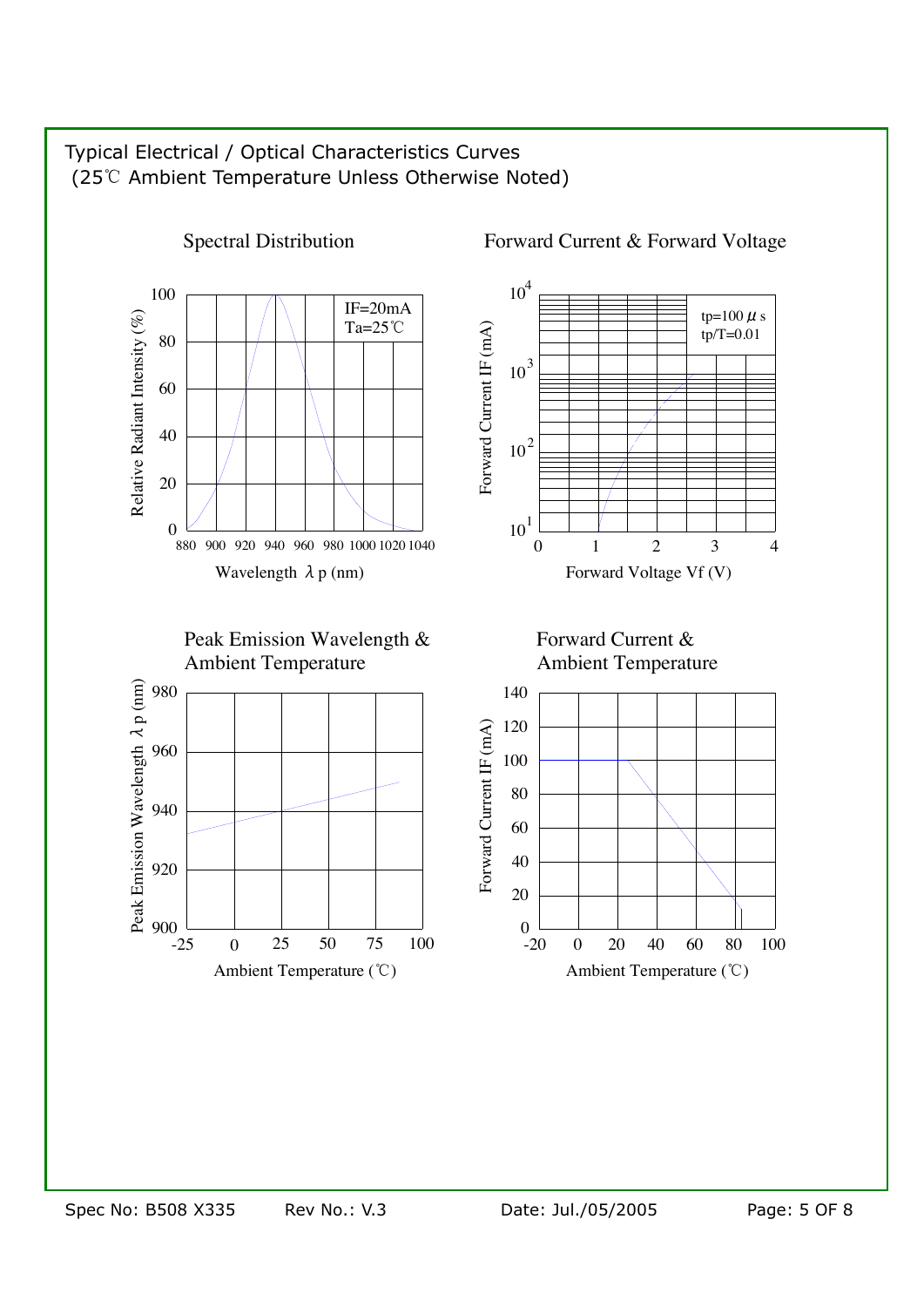Typical Electrical / Optical Characteristics Curves
(25℃ Ambient Temperature Unless Otherwise Noted)

Spectral Distribution

IF=20mA
Ta=25℃

Relative Radiant Intensity (%)

0
20
40
60
80
100

880 900 920 940 960 980 1000 1020 1040

Wavelength λp (nm)

Forward Current & Forward Voltage

tp=100 μs
tp/T=0.01

Forward Current IF (mA)

$10^1$
$10^2$
$10^3$
$10^4$

0 1 2 3 4

Forward Voltage Vf (V)

Peak Emission Wavelength & Ambient Temperature

Peak Emission Wavelength λp (nm)

900
920
940
960
980

-25 0 25 50 75 100

Ambient Temperature (℃)

Forward Current & Ambient Temperature

Forward Current IF (mA)

0
20
40
60
80
100
120
140

-20 0 20 40 60 80 100

Ambient Temperature (℃)

Spec No: B508 X335 Rev No.: V.3 Date: Jul./05/2005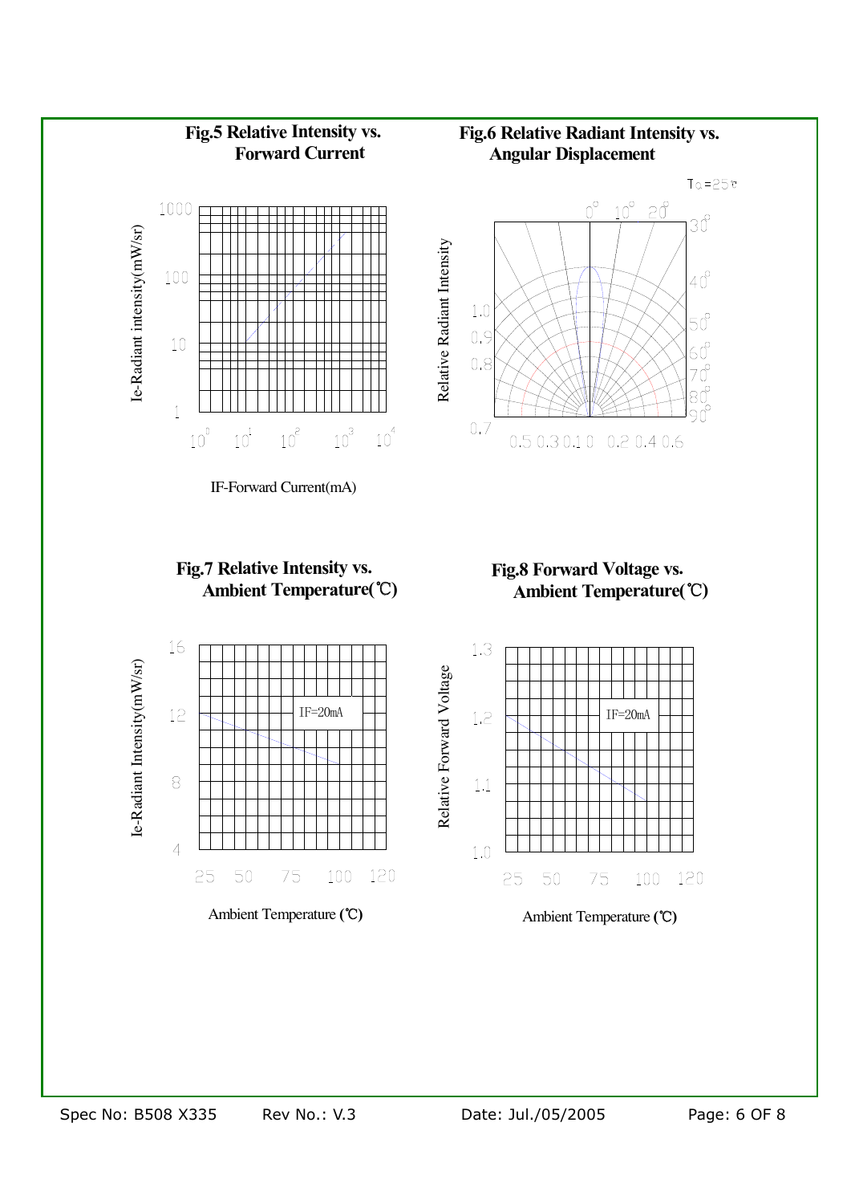**Fig.5 Relative Intensity vs. Forward Current**

Ie-Radiant intensity(mW/sr)

1000
100
10
1

$10^0$ $10^1$ $10^2$ $10^3$ $10^4$

IF-Forward Current(mA)

**Fig.6 Relative Radiant Intensity vs. Angular Displacement**

Ta=25℃

Relative Radiant Intensity

0° 10° 20° 30° 40° 50° 60° 70° 80° 90°

1.0
0.9
0.8
0.7

0.5 0.3 0.1 0 0.2 0.4 0.6

**Fig.7 Relative Intensity vs. Ambient Temperature(℃)**

Ie-Radiant Intensity(mW/sr)

16
12
8
4

IF=20mA

25 50 75 100 120

Ambient Temperature (℃)

**Fig.8 Forward Voltage vs. Ambient Temperature(℃)**

Relative Forward Voltage

1.3
1.2
1.1
1.0

IF=20mA

25 50 75 100 120

Ambient Temperature (℃)

Spec No: B508 X335 Rev No.: V.3 Date: Jul./05/2005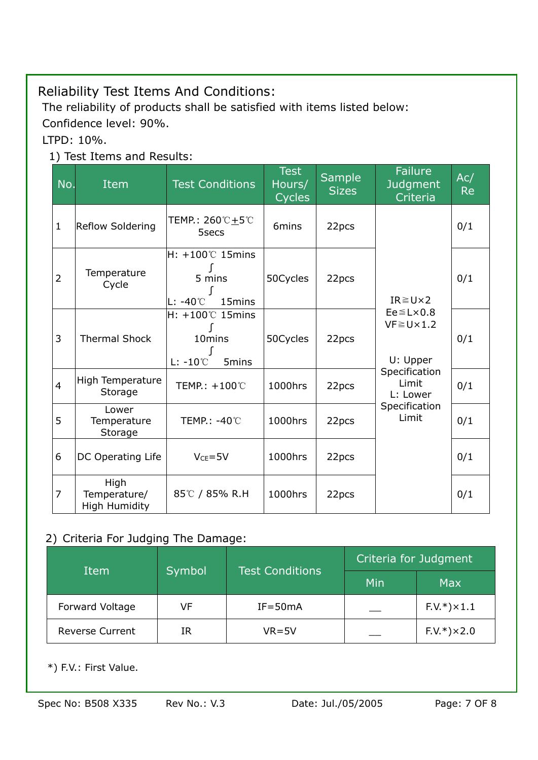## Reliability Test Items And Conditions:

The reliability of products shall be satisfied with items listed below:

Confidence level: 90%.

LTPD: 10%.

1) Test Items and Results:

| No. | Item | Test Conditions | Test Hours/ Cycles | Sample Sizes | Failure Judgment Criteria | Ac/ Re |
|---|---|---|---|---|---|---|
| 1 | Reflow Soldering | TEMP.: 260℃±5℃ 5secs | 6mins | 22pcs | IR≧U×2 Ee≦L×0.8 VF≧U×1.2 U: Upper Specification Limit L: Lower Specification Limit | 0/1 |
| 2 | Temperature Cycle | H: +100℃ 15mins ∫ 5 mins ∫ L: -40℃ 15mins | 50Cycles | 22pcs | | 0/1 |
| 3 | Thermal Shock | H: +100℃ 15mins ∫ 10mins ∫ L: -10℃ 5mins | 50Cycles | 22pcs | | 0/1 |
| 4 | High Temperature Storage | TEMP.: +100℃ | 1000hrs | 22pcs | | 0/1 |
| 5 | Lower Temperature Storage | TEMP.: -40℃ | 1000hrs | 22pcs | | 0/1 |
| 6 | DC Operating Life | $V_{CE}$=5V | 1000hrs | 22pcs | | 0/1 |
| 7 | High Temperature/ High Humidity | 85℃ / 85% R.H | 1000hrs | 22pcs | | 0/1 |

2) Criteria For Judging The Damage:

| Item | Symbol | Test Conditions | Criteria for Judgment | |
|---|---|---|---|---|
| | | | Min | Max |
| Forward Voltage | VF | IF=50mA | __ | F.V.*)×1.1 |
| Reverse Current | IR | VR=5V | __ | F.V.*)×2.0 |

*) F.V.: First Value.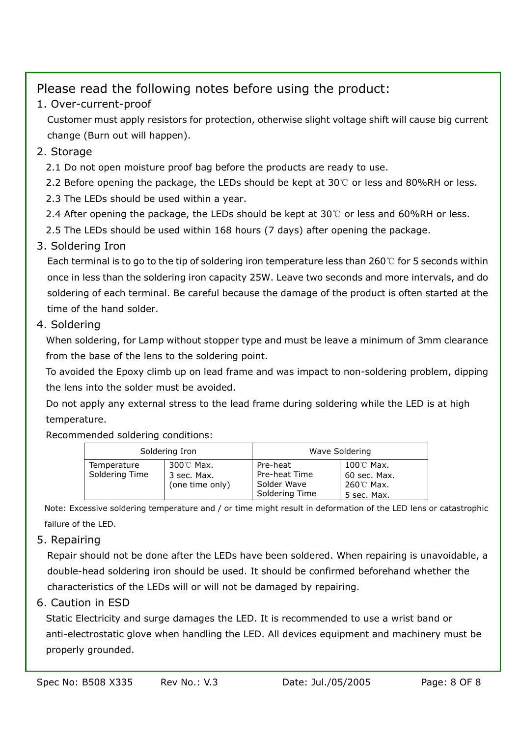## Please read the following notes before using the product:

### 1. Over-current-proof

Customer must apply resistors for protection, otherwise slight voltage shift will cause big current change (Burn out will happen).

### 2. Storage

2.1 Do not open moisture proof bag before the products are ready to use.

2.2 Before opening the package, the LEDs should be kept at 30℃ or less and 80%RH or less.

2.3 The LEDs should be used within a year.

2.4 After opening the package, the LEDs should be kept at 30℃ or less and 60%RH or less.

2.5 The LEDs should be used within 168 hours (7 days) after opening the package.

### 3. Soldering Iron

Each terminal is to go to the tip of soldering iron temperature less than 260℃ for 5 seconds within once in less than the soldering iron capacity 25W. Leave two seconds and more intervals, and do soldering of each terminal. Be careful because the damage of the product is often started at the time of the hand solder.

### 4. Soldering

When soldering, for Lamp without stopper type and must be leave a minimum of 3mm clearance from the base of the lens to the soldering point.

To avoided the Epoxy climb up on lead frame and was impact to non-soldering problem, dipping the lens into the solder must be avoided.

Do not apply any external stress to the lead frame during soldering while the LED is at high temperature.

Recommended soldering conditions:

| Soldering Iron | | Wave Soldering | |
|---|---|---|---|
| Temperature<br>Soldering Time | 300℃ Max.<br>3 sec. Max.<br>(one time only) | Pre-heat<br>Pre-heat Time<br>Solder Wave<br>Soldering Time | 100℃ Max.<br>60 sec. Max.<br>260℃ Max.<br>5 sec. Max. |

Note: Excessive soldering temperature and / or time might result in deformation of the LED lens or catastrophic failure of the LED.

### 5. Repairing

Repair should not be done after the LEDs have been soldered. When repairing is unavoidable, a double-head soldering iron should be used. It should be confirmed beforehand whether the characteristics of the LEDs will or will not be damaged by repairing.

### 6. Caution in ESD

Static Electricity and surge damages the LED. It is recommended to use a wrist band or anti-electrostatic glove when handling the LED. All devices equipment and machinery must be properly grounded.

Spec No: B508 X335 Rev No.: V.3 Date: Jul./05/2005